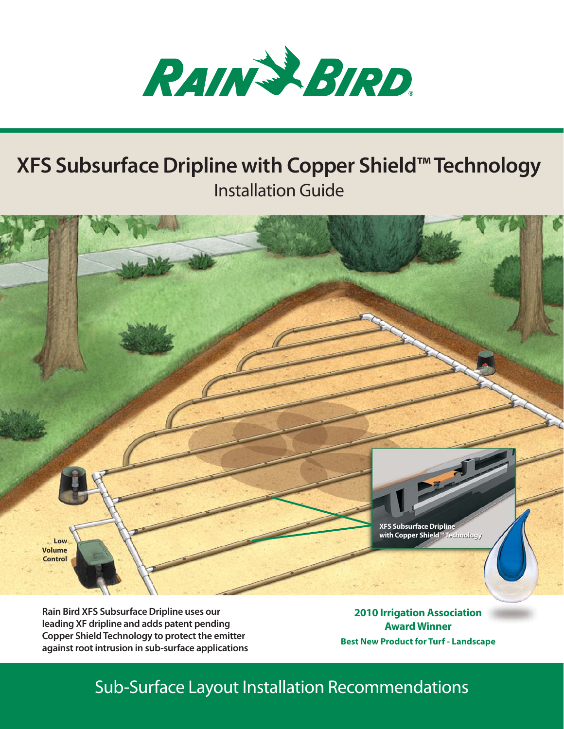# RAIN BIRD

# XFS Subsurface Dripline with Copper Shield™ Technology

## Installation Guide

Low Volume Control

XFS Subsurface Dripline with Copper Shield™ Technology

**Rain Bird XFS Subsurface Dripline uses our leading XF dripline and adds patent pending Copper Shield Technology to protect the emitter against root intrusion in sub-surface applications**

**2010 Irrigation Association Award Winner**

**Best New Product for Turf - Landscape**

## Sub-Surface Layout Installation Recommendations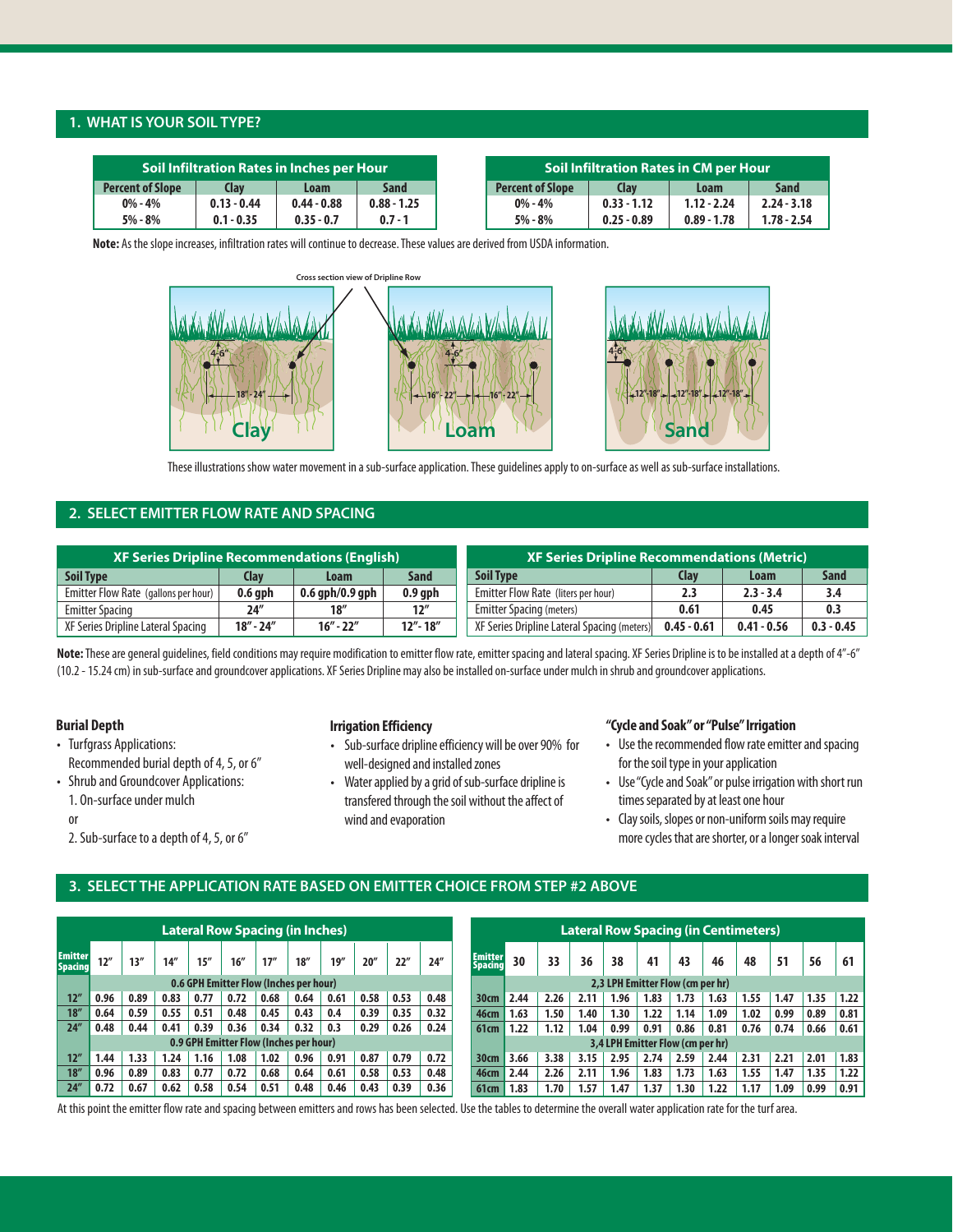## 1. WHAT IS YOUR SOIL TYPE?

| Soil Infiltration Rates in Inches per Hour | | | |
|---|---|---|---|
| Percent of Slope | Clay | Loam | Sand |
| 0% - 4% | 0.13 - 0.44 | 0.44 - 0.88 | 0.88 - 1.25 |
| 5% - 8% | 0.1 - 0.35 | 0.35 - 0.7 | 0.7 - 1 |

| Soil Infiltration Rates in CM per Hour | | | |
|---|---|---|---|
| Percent of Slope | Clay | Loam | Sand |
| 0% - 4% | 0.33 - 1.12 | 1.12 - 2.24 | 2.24 - 3.18 |
| 5% - 8% | 0.25 - 0.89 | 0.89 - 1.78 | 1.78 - 2.54 |

**Note:** As the slope increases, infiltration rates will continue to decrease. These values are derived from USDA information.

Cross section view of Dripline Row

Clay: 4-6″, 18″- 24″

Loam: 4-6″, 16″- 22″, 16″- 22″

Sand: 4-6″, 12″-18″, 12″-18″, 12″-18″

These illustrations show water movement in a sub-surface application. These guidelines apply to on-surface as well as sub-surface installations.

## 2. SELECT EMITTER FLOW RATE AND SPACING

| XF Series Dripline Recommendations (English) | | | |
|---|---|---|---|
| Soil Type | Clay | Loam | Sand |
| Emitter Flow Rate (gallons per hour) | 0.6 gph | 0.6 gph/0.9 gph | 0.9 gph |
| Emitter Spacing | 24″ | 18″ | 12″ |
| XF Series Dripline Lateral Spacing | 18″ - 24″ | 16″ - 22″ | 12″- 18″ |

| XF Series Dripline Recommendations (Metric) | | | |
|---|---|---|---|
| Soil Type | Clay | Loam | Sand |
| Emitter Flow Rate (liters per hour) | 2.3 | 2.3 - 3.4 | 3.4 |
| Emitter Spacing (meters) | 0.61 | 0.45 | 0.3 |
| XF Series Dripline Lateral Spacing (meters) | 0.45 - 0.61 | 0.41 - 0.56 | 0.3 - 0.45 |

**Note:** These are general guidelines, field conditions may require modification to emitter flow rate, emitter spacing and lateral spacing. XF Series Dripline is to be installed at a depth of 4″-6″ (10.2 - 15.24 cm) in sub-surface and groundcover applications. XF Series Dripline may also be installed on-surface under mulch in shrub and groundcover applications.

### Burial Depth

- Turfgrass Applications: Recommended burial depth of 4, 5, or 6″
- Shrub and Groundcover Applications:
  1. On-surface under mulch

  or

  2. Sub-surface to a depth of 4, 5, or 6″

### Irrigation Efficiency

- Sub-surface dripline efficiency will be over 90% for well-designed and installed zones
- Water applied by a grid of sub-surface dripline is transfered through the soil without the affect of wind and evaporation

### "Cycle and Soak" or "Pulse" Irrigation

- Use the recommended flow rate emitter and spacing for the soil type in your application
- Use "Cycle and Soak" or pulse irrigation with short run times separated by at least one hour
- Clay soils, slopes or non-uniform soils may require more cycles that are shorter, or a longer soak interval

## 3. SELECT THE APPLICATION RATE BASED ON EMITTER CHOICE FROM STEP #2 ABOVE

| Emitter Spacing | Lateral Row Spacing (in Inches) | | | | | | | | | | |
|---|---|---|---|---|---|---|---|---|---|---|---|
| | 12″ | 13″ | 14″ | 15″ | 16″ | 17″ | 18″ | 19″ | 20″ | 22″ | 24″ |
| | 0.6 GPH Emitter Flow (Inches per hour) | | | | | | | | | | |
| 12″ | 0.96 | 0.89 | 0.83 | 0.77 | 0.72 | 0.68 | 0.64 | 0.61 | 0.58 | 0.53 | 0.48 |
| 18″ | 0.64 | 0.59 | 0.55 | 0.51 | 0.48 | 0.45 | 0.43 | 0.4 | 0.39 | 0.35 | 0.32 |
| 24″ | 0.48 | 0.44 | 0.41 | 0.39 | 0.36 | 0.34 | 0.32 | 0.3 | 0.29 | 0.26 | 0.24 |
| | 0.9 GPH Emitter Flow (Inches per hour) | | | | | | | | | | |
| 12″ | 1.44 | 1.33 | 1.24 | 1.16 | 1.08 | 1.02 | 0.96 | 0.91 | 0.87 | 0.79 | 0.72 |
| 18″ | 0.96 | 0.89 | 0.83 | 0.77 | 0.72 | 0.68 | 0.64 | 0.61 | 0.58 | 0.53 | 0.48 |
| 24″ | 0.72 | 0.67 | 0.62 | 0.58 | 0.54 | 0.51 | 0.48 | 0.46 | 0.43 | 0.39 | 0.36 |

| Emitter Spacing | Lateral Row Spacing (in Centimeters) | | | | | | | | | | |
|---|---|---|---|---|---|---|---|---|---|---|---|
| | 30 | 33 | 36 | 38 | 41 | 43 | 46 | 48 | 51 | 56 | 61 |
| | 2,3 LPH Emitter Flow (cm per hr) | | | | | | | | | | |
| 30cm | 2.44 | 2.26 | 2.11 | 1.96 | 1.83 | 1.73 | 1.63 | 1.55 | 1.47 | 1.35 | 1.22 |
| 46cm | 1.63 | 1.50 | 1.40 | 1.30 | 1.22 | 1.14 | 1.09 | 1.02 | 0.99 | 0.89 | 0.81 |
| 61cm | 1.22 | 1.12 | 1.04 | 0.99 | 0.91 | 0.86 | 0.81 | 0.76 | 0.74 | 0.66 | 0.61 |
| | 3,4 LPH Emitter Flow (cm per hr) | | | | | | | | | | |
| 30cm | 3.66 | 3.38 | 3.15 | 2.95 | 2.74 | 2.59 | 2.44 | 2.31 | 2.21 | 2.01 | 1.83 |
| 46cm | 2.44 | 2.26 | 2.11 | 1.96 | 1.83 | 1.73 | 1.63 | 1.55 | 1.47 | 1.35 | 1.22 |
| 61cm | 1.83 | 1.70 | 1.57 | 1.47 | 1.37 | 1.30 | 1.22 | 1.17 | 1.09 | 0.99 | 0.91 |

At this point the emitter flow rate and spacing between emitters and rows has been selected. Use the tables to determine the overall water application rate for the turf area.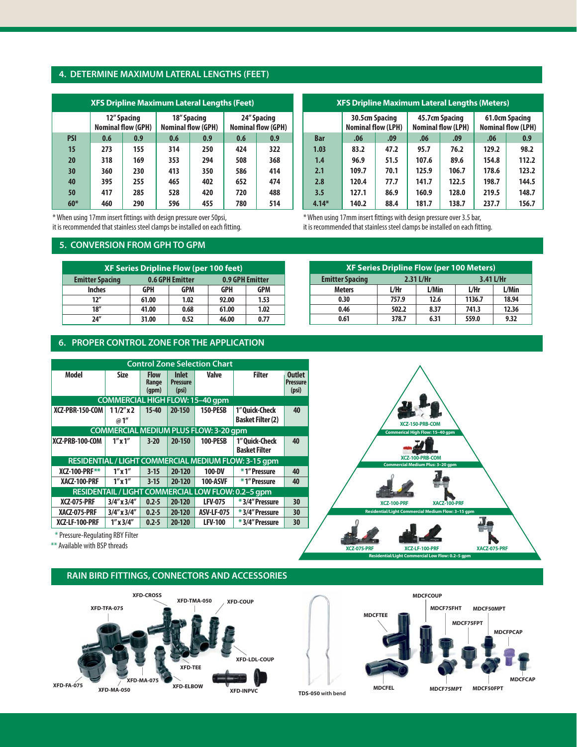## 4. DETERMINE MAXIMUM LATERAL LENGTHS (FEET)

**XFS Dripline Maximum Lateral Lengths (Feet)**

| | 12" Spacing Nominal flow (GPH) | | 18" Spacing Nominal flow (GPH) | | 24" Spacing Nominal flow (GPH) | |
|---|---|---|---|---|---|---|
| PSI | 0.6 | 0.9 | 0.6 | 0.9 | 0.6 | 0.9 |
| 15 | 273 | 155 | 314 | 250 | 424 | 322 |
| 20 | 318 | 169 | 353 | 294 | 508 | 368 |
| 30 | 360 | 230 | 413 | 350 | 586 | 414 |
| 40 | 395 | 255 | 465 | 402 | 652 | 474 |
| 50 | 417 | 285 | 528 | 420 | 720 | 488 |
| 60* | 460 | 290 | 596 | 455 | 780 | 514 |

* When using 17mm insert fittings with design pressure over 50psi, it is recommended that stainless steel clamps be installed on each fitting.

**XFS Dripline Maximum Lateral Lengths (Meters)**

| | 30.5cm Spacing Nominal flow (LPH) | | 45.7cm Spacing Nominal flow (LPH) | | 61.0cm Spacing Nominal flow (LPH) | |
|---|---|---|---|---|---|---|
| Bar | .06 | .09 | .06 | .09 | .06 | 0.9 |
| 1.03 | 83.2 | 47.2 | 95.7 | 76.2 | 129.2 | 98.2 |
| 1.4 | 96.9 | 51.5 | 107.6 | 89.6 | 154.8 | 112.2 |
| 2.1 | 109.7 | 70.1 | 125.9 | 106.7 | 178.6 | 123.2 |
| 2.8 | 120.4 | 77.7 | 141.7 | 122.5 | 198.7 | 144.5 |
| 3.5 | 127.1 | 86.9 | 160.9 | 128.0 | 219.5 | 148.7 |
| 4.14* | 140.2 | 88.4 | 181.7 | 138.7 | 237.7 | 156.7 |

* When using 17mm insert fittings with design pressure over 3.5 bar, it is recommended that stainless steel clamps be installed on each fitting.

## 5. CONVERSION FROM GPH TO GPM

**XF Series Dripline Flow (per 100 feet)**

| Emitter Spacing | 0.6 GPH Emitter | | 0.9 GPH Emitter | |
|---|---|---|---|---|
| Inches | GPH | GPM | GPH | GPM |
| 12" | 61.00 | 1.02 | 92.00 | 1.53 |
| 18" | 41.00 | 0.68 | 61.00 | 1.02 |
| 24" | 31.00 | 0.52 | 46.00 | 0.77 |

**XF Series Dripline Flow (per 100 Meters)**

| Emitter Spacing | 2.31 L/Hr | | 3.41 L/Hr | |
|---|---|---|---|---|
| Meters | L/Hr | L/Min | L/Hr | L/Min |
| 0.30 | 757.9 | 12.6 | 1136.7 | 18.94 |
| 0.46 | 502.2 | 8.37 | 741.3 | 12.36 |
| 0.61 | 378.7 | 6.31 | 559.0 | 9.32 |

## 6. PROPER CONTROL ZONE FOR THE APPLICATION

**Control Zone Selection Chart**

| Model | Size | Flow Range (gpm) | Inlet Pressure (psi) | Valve | Filter | Outlet Pressure (psi) |
|---|---|---|---|---|---|---|
| **COMMERCIAL HIGH FLOW: 15–40 gpm** | | | | | | |
| XCZ-PBR-150-COM | 1 1/2" x 2 @ 1" | 15-40 | 20-150 | 150-PESB | 1" Quick-Check Basket Filter (2) | 40 |
| **COMMERCIAL MEDIUM PLUS FLOW: 3-20 gpm** | | | | | | |
| XCZ-PRB-100-COM | 1" x 1" | 3-20 | 20-150 | 100-PESB | 1" Quick-Check Basket Filter | 40 |
| **RESIDENTIAL / LIGHT COMMERCIAL MEDIUM FLOW: 3-15 gpm** | | | | | | |
| XCZ-100-PRF** | 1" x 1" | 3-15 | 20-120 | 100-DV | * 1" Pressure | 40 |
| XACZ-100-PRF | 1" x 1" | 3-15 | 20-120 | 100-ASVF | * 1" Pressure | 40 |
| **RESIDENTAIL / LIGHT COMMERCIAL LOW FLOW: 0.2–5 gpm** | | | | | | |
| XCZ-075-PRF | 3/4" x 3/4" | 0.2-5 | 20-120 | LFV-075 | * 3/4" Pressure | 30 |
| XACZ-075-PRF | 3/4" x 3/4" | 0.2-5 | 20-120 | ASV-LF-075 | * 3/4" Pressure | 30 |
| XCZ-LF-100-PRF | 1" x 3/4" | 0.2-5 | 20-120 | LFV-100 | * 3/4" Pressure | 30 |

* Pressure-Regulating RBY Filter
** Available with BSP threads

XCZ-150-PRB-COM
Commercial High Flow: 15–40 gpm

XCZ-100-PRB-COM
Commercial Medium Plus: 3–20 gpm

XCZ-100-PRF, XACZ-100-PRF
Residential/Light Commercial Medium Flow: 3–15 gpm

XCZ-075-PRF, XCZ-LF-100-PRF, XACZ-075-PRF
Residential/Light Commercial Low Flow: 0.2–5 gpm

## RAIN BIRD FITTINGS, CONNECTORS AND ACCESSORIES

XFD-CROSS, XFD-TMA-050, XFD-COUP, XFD-TFA-075, XFD-LDL-COUP, XFD-TEE, XFD-MA-075, XFD-FA-075, XFD-MA-050, XFD-ELBOW, XFD-INPVC

TDS-050 with bend

MDCFCOUP, MDCFTEE, MDCF75FHT, MDCF50MPT, MDCF75FPT, MDCFPCAP, MDCFCAP, MDCFEL, MDCF75MPT, MDCF50FPT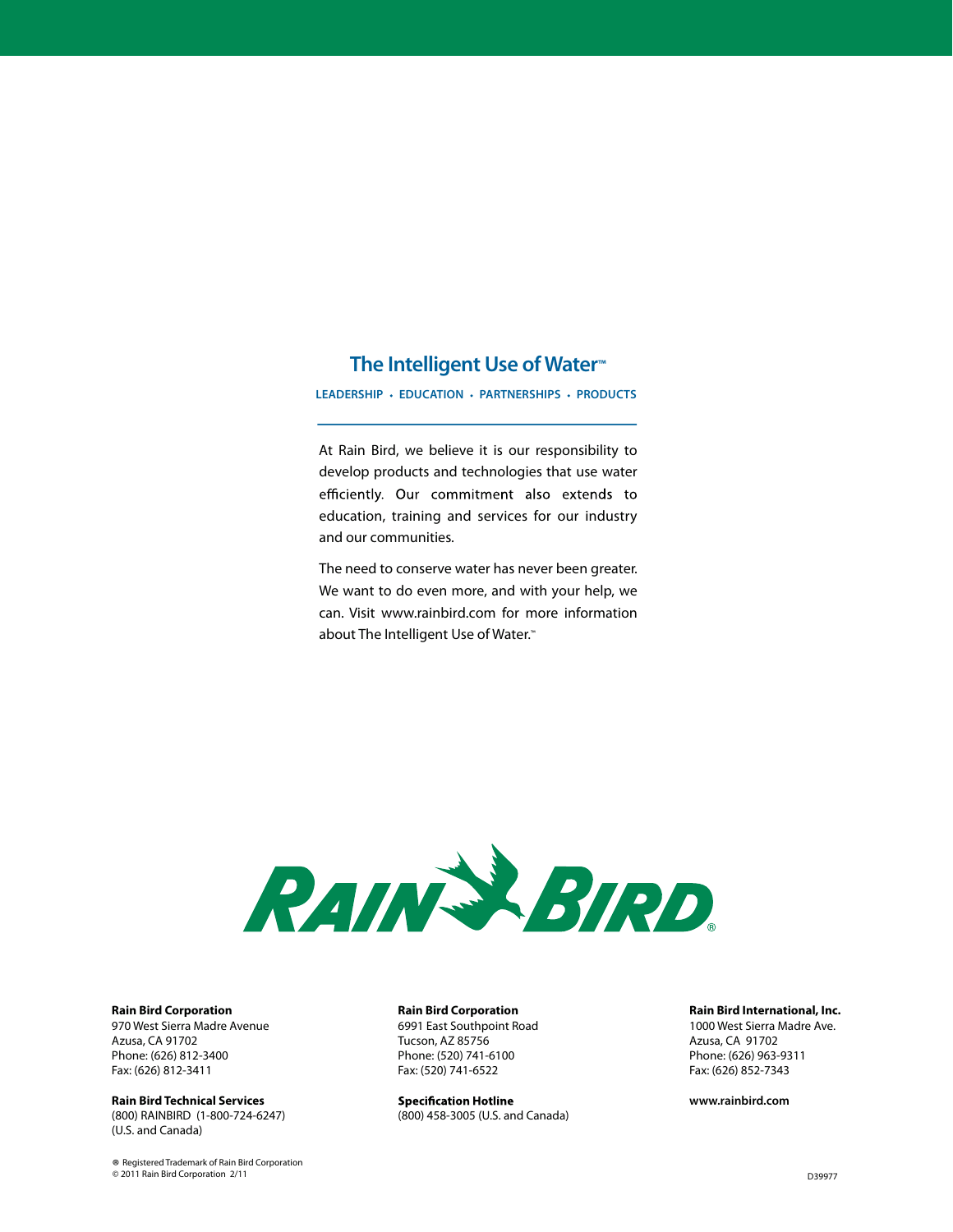## The Intelligent Use of Water™

**LEADERSHIP • EDUCATION • PARTNERSHIPS • PRODUCTS**

At Rain Bird, we believe it is our responsibility to develop products and technologies that use water efficiently. Our commitment also extends to education, training and services for our industry and our communities.

The need to conserve water has never been greater. We want to do even more, and with your help, we can. Visit www.rainbird.com for more information about The Intelligent Use of Water.™

RAIN BIRD®

**Rain Bird Corporation**
970 West Sierra Madre Avenue
Azusa, CA 91702
Phone: (626) 812-3400
Fax: (626) 812-3411

**Rain Bird Technical Services**
(800) RAINBIRD (1-800-724-6247)
(U.S. and Canada)

**Rain Bird Corporation**
6991 East Southpoint Road
Tucson, AZ 85756
Phone: (520) 741-6100
Fax: (520) 741-6522

**Specification Hotline**
(800) 458-3005 (U.S. and Canada)

**Rain Bird International, Inc.**
1000 West Sierra Madre Ave.
Azusa, CA 91702
Phone: (626) 963-9311
Fax: (626) 852-7343

**www.rainbird.com**

® Registered Trademark of Rain Bird Corporation
© 2011 Rain Bird Corporation 2/11

D39977